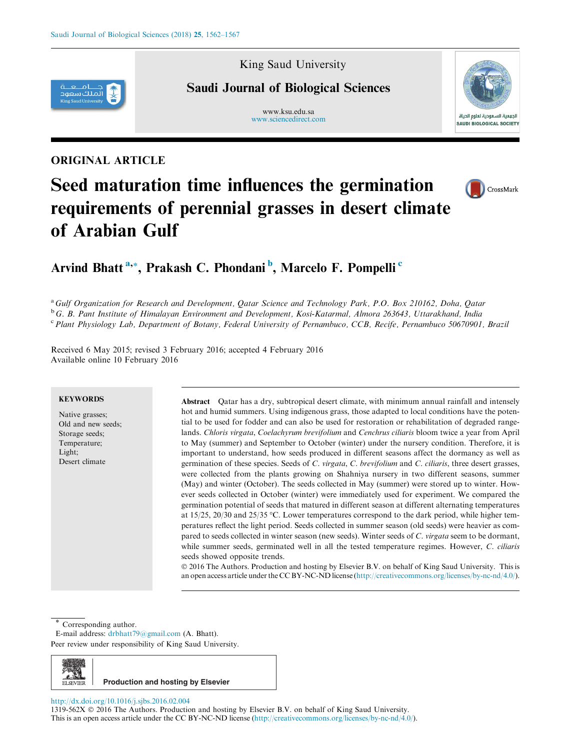King Saud University

Saudi Journal of Biological Sciences

www.ksu.edu.sa
www.sciencedirect.com

ORIGINAL ARTICLE

# Seed maturation time influences the germination requirements of perennial grasses in desert climate of Arabian Gulf

**Arvind Bhatt [a,*], Prakash C. Phondani [b], Marcelo F. Pompelli [c]**

[a] *Gulf Organization for Research and Development, Qatar Science and Technology Park, P.O. Box 210162, Doha, Qatar*
[b] *G. B. Pant Institute of Himalayan Environment and Development, Kosi-Katarmal, Almora 263643, Uttarakhand, India*
[c] *Plant Physiology Lab, Department of Botany, Federal University of Pernambuco, CCB, Recife, Pernambuco 50670901, Brazil*

Received 6 May 2015; revised 3 February 2016; accepted 4 February 2016
Available online 10 February 2016

**KEYWORDS**

Native grasses;
Old and new seeds;
Storage seeds;
Temperature;
Light;
Desert climate

**Abstract** Qatar has a dry, subtropical desert climate, with minimum annual rainfall and intensely hot and humid summers. Using indigenous grass, those adapted to local conditions have the potential to be used for fodder and can also be used for restoration or rehabilitation of degraded rangelands. *Chloris virgata*, *Coelachyrum brevifolium* and *Cenchrus ciliaris* bloom twice a year from April to May (summer) and September to October (winter) under the nursery condition. Therefore, it is important to understand, how seeds produced in different seasons affect the dormancy as well as germination of these species. Seeds of *C. virgata*, *C. brevifolium* and *C. ciliaris*, three desert grasses, were collected from the plants growing on Shahniya nursery in two different seasons, summer (May) and winter (October). The seeds collected in May (summer) were stored up to winter. However seeds collected in October (winter) were immediately used for experiment. We compared the germination potential of seeds that matured in different season at different alternating temperatures at 15/25, 20/30 and 25/35 °C. Lower temperatures correspond to the dark period, while higher temperatures reflect the light period. Seeds collected in summer season (old seeds) were heavier as compared to seeds collected in winter season (new seeds). Winter seeds of *C. virgata* seem to be dormant, while summer seeds, germinated well in all the tested temperature regimes. However, *C. ciliaris* seeds showed opposite trends.

© 2016 The Authors. Production and hosting by Elsevier B.V. on behalf of King Saud University. This is an open access article under the CC BY-NC-ND license (http://creativecommons.org/licenses/by-nc-nd/4.0/).

\* Corresponding author.
E-mail address: drbhatt79@gmail.com (A. Bhatt).
Peer review under responsibility of King Saud University.

Production and hosting by Elsevier

http://dx.doi.org/10.1016/j.sjbs.2016.02.004
1319-562X © 2016 The Authors. Production and hosting by Elsevier B.V. on behalf of King Saud University.
This is an open access article under the CC BY-NC-ND license (http://creativecommons.org/licenses/by-nc-nd/4.0/).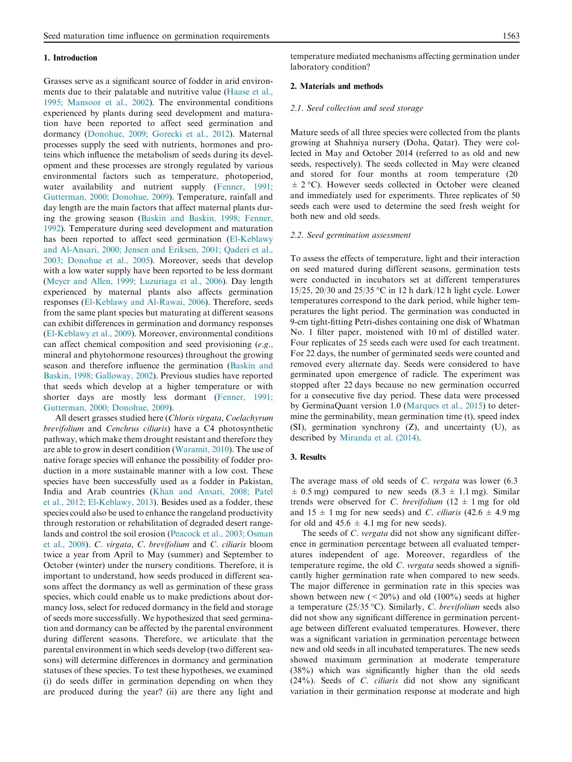## 1. Introduction

Grasses serve as a significant source of fodder in arid environments due to their palatable and nutritive value (Haase et al., 1995; Mansoor et al., 2002). The environmental conditions experienced by plants during seed development and maturation have been reported to affect seed germination and dormancy (Donohue, 2009; Gorecki et al., 2012). Maternal processes supply the seed with nutrients, hormones and proteins which influence the metabolism of seeds during its development and these processes are strongly regulated by various environmental factors such as temperature, photoperiod, water availability and nutrient supply (Fenner, 1991; Gutterman, 2000; Donohue, 2009). Temperature, rainfall and day length are the main factors that affect maternal plants during the growing season (Baskin and Baskin, 1998; Fenner, 1992). Temperature during seed development and maturation has been reported to affect seed germination (El-Keblawy and Al-Ansari, 2000; Jensen and Eriksen, 2001; Qaderi et al., 2003; Donohue et al., 2005). Moreover, seeds that develop with a low water supply have been reported to be less dormant (Meyer and Allen, 1999; Luzuriaga et al., 2006). Day length experienced by maternal plants also affects germination responses (El-Keblawy and Al-Rawai, 2006). Therefore, seeds from the same plant species but maturating at different seasons can exhibit differences in germination and dormancy responses (El-Keblawy et al., 2009). Moreover, environmental conditions can affect chemical composition and seed provisioning (*e.g.,* mineral and phytohormone resources) throughout the growing season and therefore influence the germination (Baskin and Baskin, 1998; Galloway, 2002). Previous studies have reported that seeds which develop at a higher temperature or with shorter days are mostly less dormant (Fenner, 1991; Gutterman, 2000; Donohue, 2009).

All desert grasses studied here (*Chloris virgata*, *Coelachyrum brevifolium* and *Cenchrus ciliaris*) have a C4 photosynthetic pathway, which make them drought resistant and therefore they are able to grow in desert condition (Waramit, 2010). The use of native forage species will enhance the possibility of fodder production in a more sustainable manner with a low cost. These species have been successfully used as a fodder in Pakistan, India and Arab countries (Khan and Ansari, 2008; Patel et al., 2012; El-Keblawy, 2013). Besides used as a fodder, these species could also be used to enhance the rangeland productivity through restoration or rehabilitation of degraded desert rangelands and control the soil erosion (Peacock et al., 2003; Osman et al., 2008). *C. virgata*, *C. brevifolium* and *C. ciliaris* bloom twice a year from April to May (summer) and September to October (winter) under the nursery conditions. Therefore, it is important to understand, how seeds produced in different seasons affect the dormancy as well as germination of these grass species, which could enable us to make predictions about dormancy loss, select for reduced dormancy in the field and storage of seeds more successfully. We hypothesized that seed germination and dormancy can be affected by the parental environment during different seasons. Therefore, we articulate that the parental environment in which seeds develop (two different seasons) will determine differences in dormancy and germination statuses of these species. To test these hypotheses, we examined (i) do seeds differ in germination depending on when they are produced during the year? (ii) are there any light and temperature mediated mechanisms affecting germination under laboratory condition?

## 2. Materials and methods

### 2.1. Seed collection and seed storage

Mature seeds of all three species were collected from the plants growing at Shahniya nursery (Doha, Qatar). They were collected in May and October 2014 (referred to as old and new seeds, respectively). The seeds collected in May were cleaned and stored for four months at room temperature (20 $\pm$ 2 °C). However seeds collected in October were cleaned and immediately used for experiments. Three replicates of 50 seeds each were used to determine the seed fresh weight for both new and old seeds.

### 2.2. Seed germination assessment

To assess the effects of temperature, light and their interaction on seed matured during different seasons, germination tests were conducted in incubators set at different temperatures 15/25, 20/30 and 25/35 °C in 12 h dark/12 h light cycle. Lower temperatures correspond to the dark period, while higher temperatures the light period. The germination was conducted in 9-cm tight-fitting Petri-dishes containing one disk of Whatman No. 1 filter paper, moistened with 10 ml of distilled water. Four replicates of 25 seeds each were used for each treatment. For 22 days, the number of germinated seeds were counted and removed every alternate day. Seeds were considered to have germinated upon emergence of radicle. The experiment was stopped after 22 days because no new germination occurred for a consecutive five day period. These data were processed by GerminaQuant version 1.0 (Marques et al., 2015) to determine the germinability, mean germination time (t), speed index (SI), germination synchrony (Z), and uncertainty (U), as described by Miranda et al. (2014).

## 3. Results

The average mass of old seeds of *C. vergata* was lower (6.3 $\pm$ 0.5 mg) compared to new seeds (8.3 $\pm$ 1.1 mg). Similar trends were observed for *C. brevifolium* (12 $\pm$ 1 mg for old and 15 $\pm$ 1 mg for new seeds) and *C. ciliaris* (42.6 $\pm$ 4.9 mg for old and 45.6 $\pm$ 4.1 mg for new seeds).

The seeds of *C. vergata* did not show any significant difference in germination percentage between all evaluated temperatures independent of age. Moreover, regardless of the temperature regime, the old *C. vergata* seeds showed a significantly higher germination rate when compared to new seeds. The major difference in germination rate in this species was shown between new (< 20%) and old (100%) seeds at higher a temperature (25/35 °C). Similarly, *C. brevifolium* seeds also did not show any significant difference in germination percentage between different evaluated temperatures. However, there was a significant variation in germination percentage between new and old seeds in all incubated temperatures. The new seeds showed maximum germination at moderate temperature (38%) which was significantly higher than the old seeds (24%). Seeds of *C. ciliaris* did not show any significant variation in their germination response at moderate and high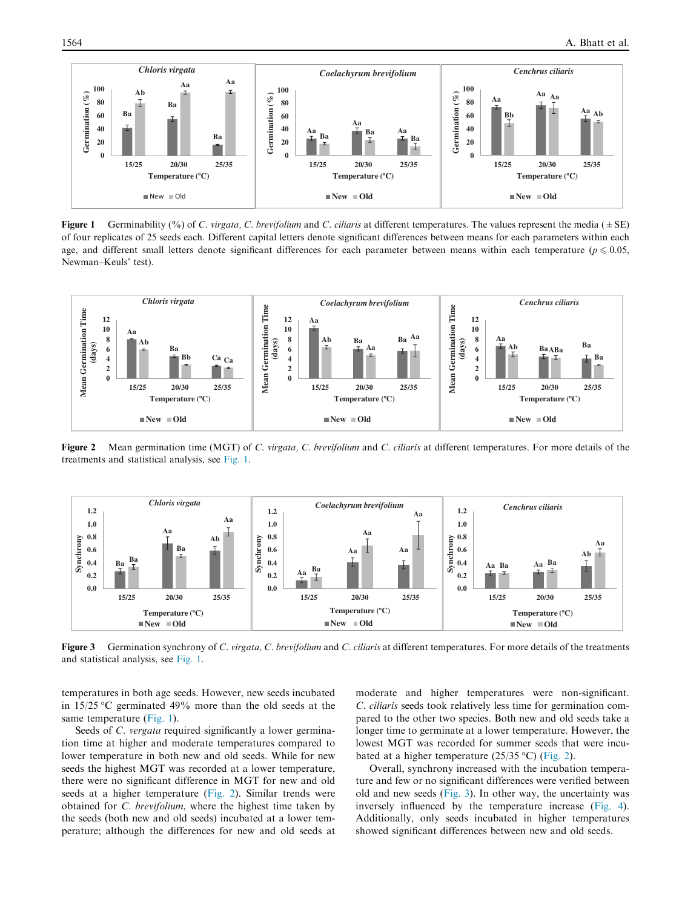**Figure 1** Germinability (%) of *C. virgata*, *C. brevifolium* and *C. ciliaris* at different temperatures. The values represent the media (±SE) of four replicates of 25 seeds each. Different capital letters denote significant differences between means for each parameters within each age, and different small letters denote significant differences for each parameter between means within each temperature ($p \leqslant 0.05$, Newman–Keuls' test).

**Figure 2** Mean germination time (MGT) of *C. virgata*, *C. brevifolium* and *C. ciliaris* at different temperatures. For more details of the treatments and statistical analysis, see Fig. 1.

**Figure 3** Germination synchrony of *C. virgata*, *C. brevifolium* and *C. ciliaris* at different temperatures. For more details of the treatments and statistical analysis, see Fig. 1.

temperatures in both age seeds. However, new seeds incubated in 15/25 °C germinated 49% more than the old seeds at the same temperature (Fig. 1).

Seeds of *C. vergata* required significantly a lower germination time at higher and moderate temperatures compared to lower temperature in both new and old seeds. While for new seeds the highest MGT was recorded at a lower temperature, there were no significant difference in MGT for new and old seeds at a higher temperature (Fig. 2). Similar trends were obtained for *C. brevifolium*, where the highest time taken by the seeds (both new and old seeds) incubated at a lower temperature; although the differences for new and old seeds at moderate and higher temperatures were non-significant. *C. ciliaris* seeds took relatively less time for germination compared to the other two species. Both new and old seeds take a longer time to germinate at a lower temperature. However, the lowest MGT was recorded for summer seeds that were incubated at a higher temperature (25/35 °C) (Fig. 2).

Overall, synchrony increased with the incubation temperature and few or no significant differences were verified between old and new seeds (Fig. 3). In other way, the uncertainty was inversely influenced by the temperature increase (Fig. 4). Additionally, only seeds incubated in higher temperatures showed significant differences between new and old seeds.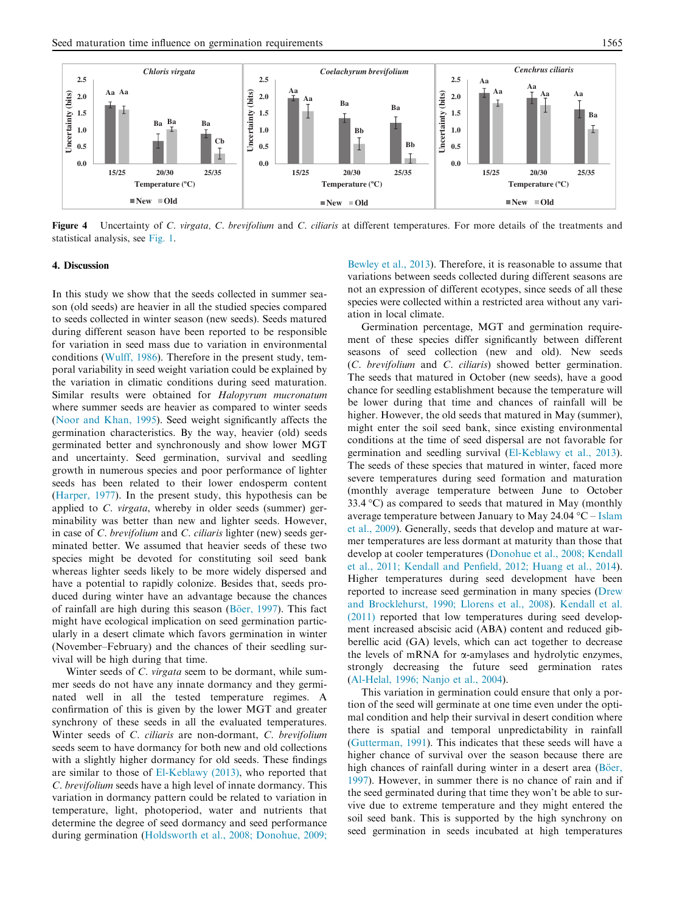**Figure 4** Uncertainty of *C. virgata, C. brevifolium* and *C. ciliaris* at different temperatures. For more details of the treatments and statistical analysis, see Fig. 1.

## 4. Discussion

In this study we show that the seeds collected in summer season (old seeds) are heavier in all the studied species compared to seeds collected in winter season (new seeds). Seeds matured during different season have been reported to be responsible for variation in seed mass due to variation in environmental conditions (Wulff, 1986). Therefore in the present study, temporal variability in seed weight variation could be explained by the variation in climatic conditions during seed maturation. Similar results were obtained for *Halopyrum mucronatum* where summer seeds are heavier as compared to winter seeds (Noor and Khan, 1995). Seed weight significantly affects the germination characteristics. By the way, heavier (old) seeds germinated better and synchronously and show lower MGT and uncertainty. Seed germination, survival and seedling growth in numerous species and poor performance of lighter seeds has been related to their lower endosperm content (Harper, 1977). In the present study, this hypothesis can be applied to *C. virgata*, whereby in older seeds (summer) germinability was better than new and lighter seeds. However, in case of *C. brevifolium* and *C. ciliaris* lighter (new) seeds germinated better. We assumed that heavier seeds of these two species might be devoted for constituting soil seed bank whereas lighter seeds likely to be more widely dispersed and have a potential to rapidly colonize. Besides that, seeds produced during winter have an advantage because the chances of rainfall are high during this season (Böer, 1997). This fact might have ecological implication on seed germination particularly in a desert climate which favors germination in winter (November–February) and the chances of their seedling survival will be high during that time.

Winter seeds of *C. virgata* seem to be dormant, while summer seeds do not have any innate dormancy and they germinated well in all the tested temperature regimes. A confirmation of this is given by the lower MGT and greater synchrony of these seeds in all the evaluated temperatures. Winter seeds of *C. ciliaris* are non-dormant, *C. brevifolium* seeds seem to have dormancy for both new and old collections with a slightly higher dormancy for old seeds. These findings are similar to those of El-Keblawy (2013), who reported that *C. brevifolium* seeds have a high level of innate dormancy. This variation in dormancy pattern could be related to variation in temperature, light, photoperiod, water and nutrients that determine the degree of seed dormancy and seed performance during germination (Holdsworth et al., 2008; Donohue, 2009; Bewley et al., 2013). Therefore, it is reasonable to assume that variations between seeds collected during different seasons are not an expression of different ecotypes, since seeds of all these species were collected within a restricted area without any variation in local climate.

Germination percentage, MGT and germination requirement of these species differ significantly between different seasons of seed collection (new and old). New seeds (*C. brevifolium* and *C. ciliaris*) showed better germination. The seeds that matured in October (new seeds), have a good chance for seedling establishment because the temperature will be lower during that time and chances of rainfall will be higher. However, the old seeds that matured in May (summer), might enter the soil seed bank, since existing environmental conditions at the time of seed dispersal are not favorable for germination and seedling survival (El-Keblawy et al., 2013). The seeds of these species that matured in winter, faced more severe temperatures during seed formation and maturation (monthly average temperature between June to October 33.4 °C) as compared to seeds that matured in May (monthly average temperature between January to May 24.04 °C – Islam et al., 2009). Generally, seeds that develop and mature at warmer temperatures are less dormant at maturity than those that develop at cooler temperatures (Donohue et al., 2008; Kendall et al., 2011; Kendall and Penfield, 2012; Huang et al., 2014). Higher temperatures during seed development have been reported to increase seed germination in many species (Drew and Brocklehurst, 1990; Llorens et al., 2008). Kendall et al. (2011) reported that low temperatures during seed development increased abscisic acid (ABA) content and reduced gibberellic acid (GA) levels, which can act together to decrease the levels of mRNA for α-amylases and hydrolytic enzymes, strongly decreasing the future seed germination rates (Al-Helal, 1996; Nanjo et al., 2004).

This variation in germination could ensure that only a portion of the seed will germinate at one time even under the optimal condition and help their survival in desert condition where there is spatial and temporal unpredictability in rainfall (Gutterman, 1991). This indicates that these seeds will have a higher chance of survival over the season because there are high chances of rainfall during winter in a desert area (Böer, 1997). However, in summer there is no chance of rain and if the seed germinated during that time they won't be able to survive due to extreme temperature and they might entered the soil seed bank. This is supported by the high synchrony on seed germination in seeds incubated at high temperatures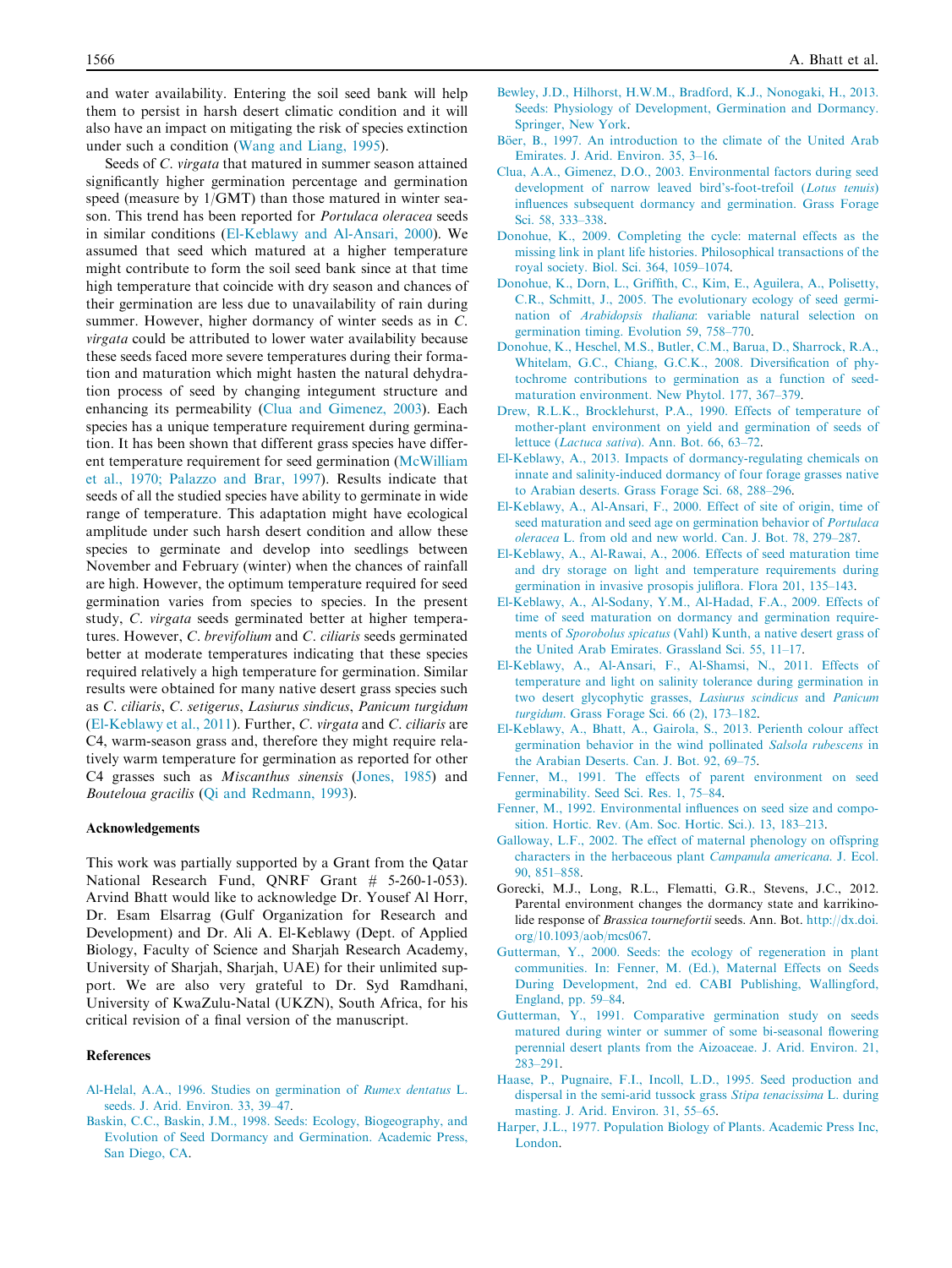and water availability. Entering the soil seed bank will help them to persist in harsh desert climatic condition and it will also have an impact on mitigating the risk of species extinction under such a condition (Wang and Liang, 1995).

Seeds of *C. virgata* that matured in summer season attained significantly higher germination percentage and germination speed (measure by 1/GMT) than those matured in winter season. This trend has been reported for *Portulaca oleracea* seeds in similar conditions (El-Keblawy and Al-Ansari, 2000). We assumed that seed which matured at a higher temperature might contribute to form the soil seed bank since at that time high temperature that coincide with dry season and chances of their germination are less due to unavailability of rain during summer. However, higher dormancy of winter seeds as in *C. virgata* could be attributed to lower water availability because these seeds faced more severe temperatures during their formation and maturation which might hasten the natural dehydration process of seed by changing integument structure and enhancing its permeability (Clua and Gimenez, 2003). Each species has a unique temperature requirement during germination. It has been shown that different grass species have different temperature requirement for seed germination (McWilliam et al., 1970; Palazzo and Brar, 1997). Results indicate that seeds of all the studied species have ability to germinate in wide range of temperature. This adaptation might have ecological amplitude under such harsh desert condition and allow these species to germinate and develop into seedlings between November and February (winter) when the chances of rainfall are high. However, the optimum temperature required for seed germination varies from species to species. In the present study, *C. virgata* seeds germinated better at higher temperatures. However, *C. brevifolium* and *C. ciliaris* seeds germinated better at moderate temperatures indicating that these species required relatively a high temperature for germination. Similar results were obtained for many native desert grass species such as *C. ciliaris*, *C. setigerus*, *Lasiurus sindicus*, *Panicum turgidum* (El-Keblawy et al., 2011). Further, *C. virgata* and *C. ciliaris* are C4, warm-season grass and, therefore they might require relatively warm temperature for germination as reported for other C4 grasses such as *Miscanthus sinensis* (Jones, 1985) and *Bouteloua gracilis* (Qi and Redmann, 1993).

### Acknowledgements

This work was partially supported by a Grant from the Qatar National Research Fund, QNRF Grant # 5-260-1-053). Arvind Bhatt would like to acknowledge Dr. Yousef Al Horr, Dr. Esam Elsarrag (Gulf Organization for Research and Development) and Dr. Ali A. El-Keblawy (Dept. of Applied Biology, Faculty of Science and Sharjah Research Academy, University of Sharjah, Sharjah, UAE) for their unlimited support. We are also very grateful to Dr. Syd Ramdhani, University of KwaZulu-Natal (UKZN), South Africa, for his critical revision of a final version of the manuscript.

### References

Al-Helal, A.A., 1996. Studies on germination of *Rumex dentatus* L. seeds. J. Arid. Environ. 33, 39–47.

Baskin, C.C., Baskin, J.M., 1998. Seeds: Ecology, Biogeography, and Evolution of Seed Dormancy and Germination. Academic Press, San Diego, CA.

Bewley, J.D., Hilhorst, H.W.M., Bradford, K.J., Nonogaki, H., 2013. Seeds: Physiology of Development, Germination and Dormancy. Springer, New York.

Böer, B., 1997. An introduction to the climate of the United Arab Emirates. J. Arid. Environ. 35, 3–16.

Clua, A.A., Gimenez, D.O., 2003. Environmental factors during seed development of narrow leaved bird's-foot-trefoil (*Lotus tenuis*) influences subsequent dormancy and germination. Grass Forage Sci. 58, 333–338.

Donohue, K., 2009. Completing the cycle: maternal effects as the missing link in plant life histories. Philosophical transactions of the royal society. Biol. Sci. 364, 1059–1074.

Donohue, K., Dorn, L., Griffith, C., Kim, E., Aguilera, A., Polisetty, C.R., Schmitt, J., 2005. The evolutionary ecology of seed germination of *Arabidopsis thaliana*: variable natural selection on germination timing. Evolution 59, 758–770.

Donohue, K., Heschel, M.S., Butler, C.M., Barua, D., Sharrock, R.A., Whitelam, G.C., Chiang, G.C.K., 2008. Diversification of phytochrome contributions to germination as a function of seed-maturation environment. New Phytol. 177, 367–379.

Drew, R.L.K., Brocklehurst, P.A., 1990. Effects of temperature of mother-plant environment on yield and germination of seeds of lettuce (*Lactuca sativa*). Ann. Bot. 66, 63–72.

El-Keblawy, A., 2013. Impacts of dormancy-regulating chemicals on innate and salinity-induced dormancy of four forage grasses native to Arabian deserts. Grass Forage Sci. 68, 288–296.

El-Keblawy, A., Al-Ansari, F., 2000. Effect of site of origin, time of seed maturation and seed age on germination behavior of *Portulaca oleracea* L. from old and new world. Can. J. Bot. 78, 279–287.

El-Keblawy, A., Al-Rawai, A., 2006. Effects of seed maturation time and dry storage on light and temperature requirements during germination in invasive prosopis juliflora. Flora 201, 135–143.

El-Keblawy, A., Al-Sodany, Y.M., Al-Hadad, F.A., 2009. Effects of time of seed maturation on dormancy and germination requirements of *Sporobolus spicatus* (Vahl) Kunth, a native desert grass of the United Arab Emirates. Grassland Sci. 55, 11–17.

El-Keblawy, A., Al-Ansari, F., Al-Shamsi, N., 2011. Effects of temperature and light on salinity tolerance during germination in two desert glycophytic grasses, *Lasiurus scindicus* and *Panicum turgidum*. Grass Forage Sci. 66 (2), 173–182.

El-Keblawy, A., Bhatt, A., Gairola, S., 2013. Perienth colour affect germination behavior in the wind pollinated *Salsola rubescens* in the Arabian Deserts. Can. J. Bot. 92, 69–75.

Fenner, M., 1991. The effects of parent environment on seed germinability. Seed Sci. Res. 1, 75–84.

Fenner, M., 1992. Environmental influences on seed size and composition. Hortic. Rev. (Am. Soc. Hortic. Sci.). 13, 183–213.

Galloway, L.F., 2002. The effect of maternal phenology on offspring characters in the herbaceous plant *Campanula americana*. J. Ecol. 90, 851–858.

Gorecki, M.J., Long, R.L., Flematti, G.R., Stevens, J.C., 2012. Parental environment changes the dormancy state and karrikinolide response of *Brassica tournefortii* seeds. Ann. Bot. http://dx.doi.org/10.1093/aob/mcs067.

Gutterman, Y., 2000. Seeds: the ecology of regeneration in plant communities. In: Fenner, M. (Ed.), Maternal Effects on Seeds During Development, 2nd ed. CABI Publishing, Wallingford, England, pp. 59–84.

Gutterman, Y., 1991. Comparative germination study on seeds matured during winter or summer of some bi-seasonal flowering perennial desert plants from the Aizoaceae. J. Arid. Environ. 21, 283–291.

Haase, P., Pugnaire, F.I., Incoll, L.D., 1995. Seed production and dispersal in the semi-arid tussock grass *Stipa tenacissima* L. during masting. J. Arid. Environ. 31, 55–65.

Harper, J.L., 1977. Population Biology of Plants. Academic Press Inc, London.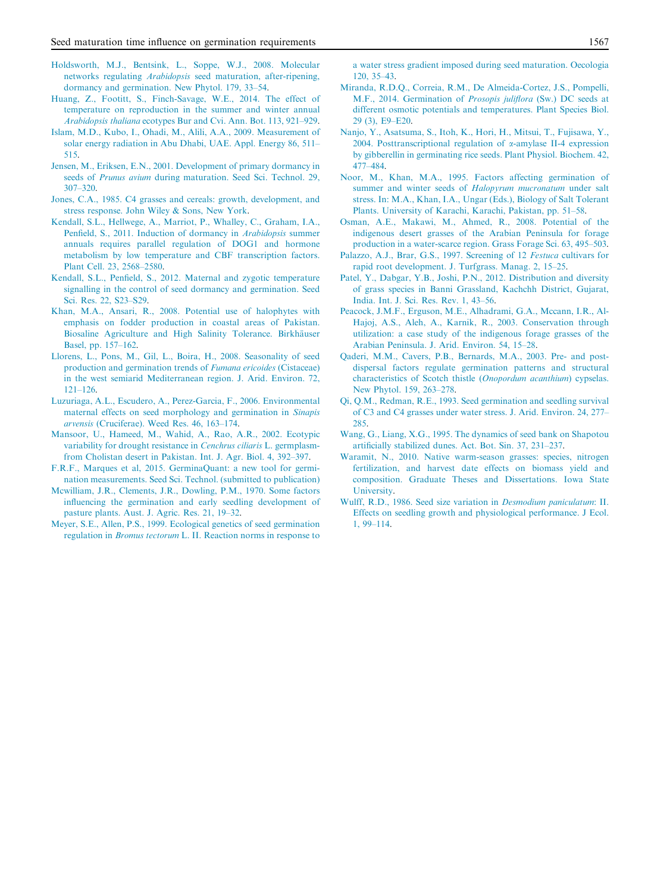Holdsworth, M.J., Bentsink, L., Soppe, W.J., 2008. Molecular networks regulating *Arabidopsis* seed maturation, after-ripening, dormancy and germination. New Phytol. 179, 33–54.

Huang, Z., Footitt, S., Finch-Savage, W.E., 2014. The effect of temperature on reproduction in the summer and winter annual *Arabidopsis thaliana* ecotypes Bur and Cvi. Ann. Bot. 113, 921–929.

Islam, M.D., Kubo, I., Ohadi, M., Alili, A.A., 2009. Measurement of solar energy radiation in Abu Dhabi, UAE. Appl. Energy 86, 511–515.

Jensen, M., Eriksen, E.N., 2001. Development of primary dormancy in seeds of *Prunus avium* during maturation. Seed Sci. Technol. 29, 307–320.

Jones, C.A., 1985. C4 grasses and cereals: growth, development, and stress response. John Wiley & Sons, New York.

Kendall, S.L., Hellwege, A., Marriot, P., Whalley, C., Graham, I.A., Penfield, S., 2011. Induction of dormancy in *Arabidopsis* summer annuals requires parallel regulation of DOG1 and hormone metabolism by low temperature and CBF transcription factors. Plant Cell. 23, 2568–2580.

Kendall, S.L., Penfield, S., 2012. Maternal and zygotic temperature signalling in the control of seed dormancy and germination. Seed Sci. Res. 22, S23–S29.

Khan, M.A., Ansari, R., 2008. Potential use of halophytes with emphasis on fodder production in coastal areas of Pakistan. Biosaline Agriculture and High Salinity Tolerance. Birkhäuser Basel, pp. 157–162.

Llorens, L., Pons, M., Gil, L., Boira, H., 2008. Seasonality of seed production and germination trends of *Fumana ericoides* (Cistaceae) in the west semiarid Mediterranean region. J. Arid. Environ. 72, 121–126.

Luzuriaga, A.L., Escudero, A., Perez-Garcia, F., 2006. Environmental maternal effects on seed morphology and germination in *Sinapis arvensis* (Cruciferae). Weed Res. 46, 163–174.

Mansoor, U., Hameed, M., Wahid, A., Rao, A.R., 2002. Ecotypic variability for drought resistance in *Cenchrus ciliaris* L. germplasm-from Cholistan desert in Pakistan. Int. J. Agr. Biol. 4, 392–397.

F.R.F., Marques et al, 2015. GerminaQuant: a new tool for germination measurements. Seed Sci. Technol. (submitted to publication)

Mcwilliam, J.R., Clements, J.R., Dowling, P.M., 1970. Some factors influencing the germination and early seedling development of pasture plants. Aust. J. Agric. Res. 21, 19–32.

Meyer, S.E., Allen, P.S., 1999. Ecological genetics of seed germination regulation in *Bromus tectorum* L. II. Reaction norms in response to a water stress gradient imposed during seed maturation. Oecologia 120, 35–43.

Miranda, R.D.Q., Correia, R.M., De Almeida-Cortez, J.S., Pompelli, M.F., 2014. Germination of *Prosopis juliflora* (Sw.) DC seeds at different osmotic potentials and temperatures. Plant Species Biol. 29 (3), E9–E20.

Nanjo, Y., Asatsuma, S., Itoh, K., Hori, H., Mitsui, T., Fujisawa, Y., 2004. Posttranscriptional regulation of α-amylase II-4 expression by gibberellin in germinating rice seeds. Plant Physiol. Biochem. 42, 477–484.

Noor, M., Khan, M.A., 1995. Factors affecting germination of summer and winter seeds of *Halopyrum mucronatum* under salt stress. In: M.A., Khan, I.A., Ungar (Eds.), Biology of Salt Tolerant Plants. University of Karachi, Karachi, Pakistan, pp. 51–58.

Osman, A.E., Makawi, M., Ahmed, R., 2008. Potential of the indigenous desert grasses of the Arabian Peninsula for forage production in a water-scarce region. Grass Forage Sci. 63, 495–503.

Palazzo, A.J., Brar, G.S., 1997. Screening of 12 *Festuca* cultivars for rapid root development. J. Turfgrass. Manag. 2, 15–25.

Patel, Y., Dabgar, Y.B., Joshi, P.N., 2012. Distribution and diversity of grass species in Banni Grassland, Kachchh District, Gujarat, India. Int. J. Sci. Res. Rev. 1, 43–56.

Peacock, J.M.F., Erguson, M.E., Alhadrami, G.A., Mccann, I.R., Al-Hajoj, A.S., Aleh, A., Karnik, R., 2003. Conservation through utilization: a case study of the indigenous forage grasses of the Arabian Peninsula. J. Arid. Environ. 54, 15–28.

Qaderi, M.M., Cavers, P.B., Bernards, M.A., 2003. Pre- and post-dispersal factors regulate germination patterns and structural characteristics of Scotch thistle (*Onopordum acanthium*) cypselas. New Phytol. 159, 263–278.

Qi, Q.M., Redman, R.E., 1993. Seed germination and seedling survival of C3 and C4 grasses under water stress. J. Arid. Environ. 24, 277–285.

Wang, G., Liang, X.G., 1995. The dynamics of seed bank on Shapotou artificially stabilized dunes. Act. Bot. Sin. 37, 231–237.

Waramit, N., 2010. Native warm-season grasses: species, nitrogen fertilization, and harvest date effects on biomass yield and composition. Graduate Theses and Dissertations. Iowa State University.

Wulff, R.D., 1986. Seed size variation in *Desmodium paniculatum*: II. Effects on seedling growth and physiological performance. J Ecol. 1, 99–114.